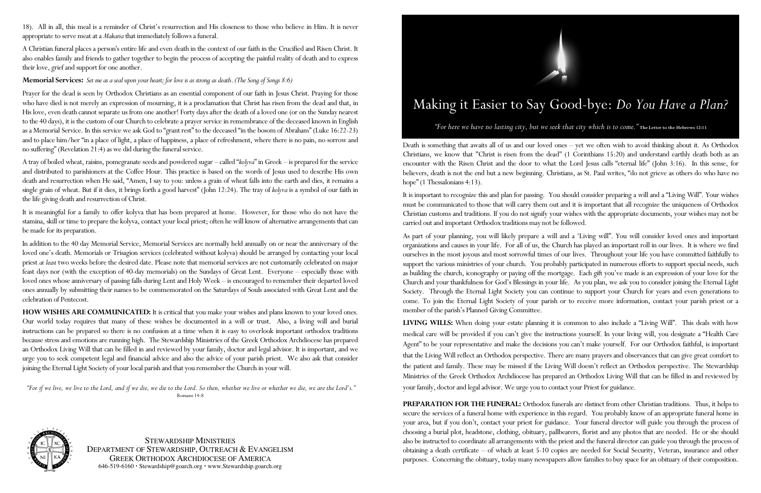18). All in all, this meal is a reminder of Christ's resurrection and His closeness to those who believe in Him. It is never appropriate to serve meat at a *Makaria* that immediately follows a funeral.

A Christian funeral places a person's entire life and even death in the context of our faith in the Crucified and Risen Christ. It also enables family and friends to gather together to begin the process of accepting the painful reality of death and to express their love, grief and support for one another.

**Memorial Services:** *Set me as a seal upon your heart; for love is as strong as death. (The Song of Songs 8:6)*

Prayer for the dead is seen by Orthodox Christians as an essential component of our faith in Jesus Christ. Praying for those who have died is not merely an expression of mourning, it is a proclamation that Christ has risen from the dead and that, in His love, even death cannot separate us from one another! Forty days after the death of a loved one (or on the Sunday nearest to the 40 days), it is the custom of our Church to celebrate a prayer service in remembrance of the deceased known in English as a Memorial Service. In this service we ask God to "grant rest" to the deceased "in the bosom of Abraham" (Luke 16:22-23) and to place him/her "in a place of light, a place of happiness, a place of refreshment, where there is no pain, no sorrow and no suffering" (Revelation 21:4) as we did during the funeral service.

A tray of boiled wheat, raisins, pomegranate seeds and powdered sugar – called "*kolyva*" in Greek – is prepared for the service and distributed to parishioners at the Coffee Hour. This practice is based on the words of Jesus used to describe His own death and resurrection when He said, "Amen, I say to you: unless a grain of wheat falls into the earth and dies, it remains a single grain of wheat. But if it dies, it brings forth a good harvest" (John 12:24). The tray of *kolyva* is a symbol of our faith in the life giving death and resurrection of Christ.

It is meaningful for a family to offer kolyva that has been prepared at home. However, for those who do not have the stamina, skill or time to prepare the kolyva, contact your local priest; often he will know of alternative arrangements that can be made for its preparation.

In addition to the 40 day Memorial Service, Memorial Services are normally held annually on or near the anniversary of the loved one's death. Memorials or Trisagion services (celebrated without kolyva) should be arranged by contacting your local priest *at least* two weeks before the desired date. Please note that memorial services are not customarily celebrated on major feast days nor (with the exception of 40-day memorials) on the Sundays of Great Lent. Everyone – especially those with loved ones whose anniversary of passing falls during Lent and Holy Week – is encouraged to remember their departed loved ones annually by submitting their names to be commemorated on the Saturdays of Souls associated with Great Lent and the celebration of Pentecost.

**HOW WISHES ARE COMMUNICATED:** It is critical that you make your wishes and plans known to your loved ones. Our world today requires that many of these wishes be documented in a will or trust. Also, a living will and burial instructions can be prepared so there is no confusion at a time when it is easy to overlook important orthodox traditions because stress and emotions are running high. The Stewardship Ministries of the Greek Orthodox Archdiocese has prepared an Orthodox Living Will that can be filled in and reviewed by your family, doctor and legal advisor. It is important, and we urge you to seek competent legal and financial advice and also the advice of your parish priest. We also ask that consider joining the Eternal Light Society of your local parish and that you remember the Church in your will.

*"For if we live, we live to the Lord, and if we die, we die to the Lord. So then, whether we live or whether we die, we are the Lord's."*
Romans 14:8

STEWARDSHIP MINISTRIES
DEPARTMENT OF STEWARDSHIP, OUTREACH & EVANGELISM
GREEK ORTHODOX ARCHDIOCESE OF AMERICA
646-519-6160 • Stewardship@goarch.org • www.Stewardship.goarch.org

# Making it Easier to Say Good-bye: *Do You Have a Plan?*

*"For here we have no lasting city, but we seek that city which is to come."* **The Letter to the Hebrews 12:13**

Death is something that awaits all of us and our loved ones – yet we often wish to avoid thinking about it. As Orthodox Christians, we know that "Christ is risen from the dead" (1 Corinthians 15:20) and understand earthly death both as an encounter with the Risen Christ and the door to what the Lord Jesus calls "eternal life" (John 3:16). In this sense, for believers, death is not the end but a new beginning. Christians, as St. Paul writes, "do not grieve as others do who have no hope" (1 Thessalonians 4:13).

It is important to recognize this and plan for passing. You should consider preparing a will and a "Living Will". Your wishes must be communicated to those that will carry them out and it is important that all recognize the uniqueness of Orthodox Christian customs and traditions. If you do not signify your wishes with the appropriate documents, your wishes may not be carried out and important Orthodox traditions may not be followed.

As part of your planning, you will likely prepare a will and a 'Living will". You will consider loved ones and important organizations and causes in your life. For all of us, the Church has played an important roll in our lives. It is where we find ourselves in the most joyous and most sorrowful times of our lives. Throughout your life you have committed faithfully to support the various ministries of your church. You probably participated in numerous efforts to support special needs, such as building the church, iconography or paying off the mortgage. Each gift you've made is an expression of your love for the Church and your thankfulness for God's Blessings in your life. As you plan, we ask you to consider joining the Eternal Light Society. Through the Eternal Light Society you can continue to support your Church for years and even generations to come. To join the Eternal Light Society of your parish or to receive more information, contact your parish priest or a member of the parish's Planned Giving Committee.

**LIVING WILLS:** When doing your estate planning it is common to also include a "Living Will". This deals with how medical care will be provided if you can't give the instructions yourself. In your living will, you designate a "Health Care Agent" to be your representative and make the decisions you can't make yourself. For our Orthodox faithful, is important that the Living Will reflect an Orthodox perspective. There are many prayers and observances that can give great comfort to the patient and family. These may be missed if the Living Will doesn't reflect an Orthodox perspective. The Stewardship Ministries of the Greek Orthodox Archdiocese has prepared an Orthodox Living Will that can be filled in and reviewed by your family, doctor and legal advisor. We urge you to contact your Priest for guidance.

**PREPARATION FOR THE FUNERAL:** Orthodox funerals are distinct from other Christian traditions. Thus, it helps to secure the services of a funeral home with experience in this regard. You probably know of an appropriate funeral home in your area, but if you don't, contact your priest for guidance. Your funeral director will guide you through the process of choosing a burial plot, headstone, clothing, obituary, pallbearers, florist and any photos that are needed. He or she should also be instructed to coordinate all arrangements with the priest and the funeral director can guide you through the process of obtaining a death certificate – of which at least 5-10 copies are needed for Social Security, Veteran, insurance and other purposes. Concerning the obituary, today many newspapers allow families to buy space for an obituary of their composition.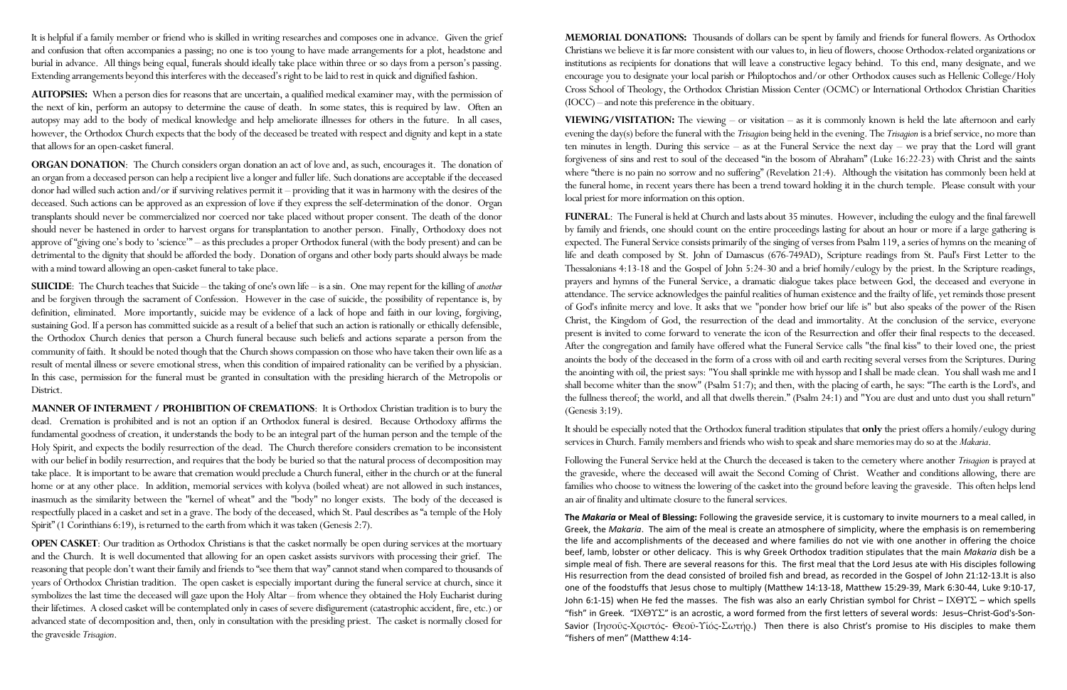It is helpful if a family member or friend who is skilled in writing researches and composes one in advance. Given the grief and confusion that often accompanies a passing; no one is too young to have made arrangements for a plot, headstone and burial in advance. All things being equal, funerals should ideally take place within three or so days from a person's passing. Extending arrangements beyond this interferes with the deceased's right to be laid to rest in quick and dignified fashion.

**AUTOPSIES:** When a person dies for reasons that are uncertain, a qualified medical examiner may, with the permission of the next of kin, perform an autopsy to determine the cause of death. In some states, this is required by law. Often an autopsy may add to the body of medical knowledge and help ameliorate illnesses for others in the future. In all cases, however, the Orthodox Church expects that the body of the deceased be treated with respect and dignity and kept in a state that allows for an open-casket funeral.

**ORGAN DONATION**: The Church considers organ donation an act of love and, as such, encourages it. The donation of an organ from a deceased person can help a recipient live a longer and fuller life. Such donations are acceptable if the deceased donor had willed such action and/or if surviving relatives permit it – providing that it was in harmony with the desires of the deceased. Such actions can be approved as an expression of love if they express the self-determination of the donor. Organ transplants should never be commercialized nor coerced nor take placed without proper consent. The death of the donor should never be hastened in order to harvest organs for transplantation to another person. Finally, Orthodoxy does not approve of "giving one's body to 'science'" – as this precludes a proper Orthodox funeral (with the body present) and can be detrimental to the dignity that should be afforded the body. Donation of organs and other body parts should always be made with a mind toward allowing an open-casket funeral to take place.

**SUICIDE**: The Church teaches that Suicide – the taking of one's own life – is a sin. One may repent for the killing of *another* and be forgiven through the sacrament of Confession. However in the case of suicide, the possibility of repentance is, by definition, eliminated. More importantly, suicide may be evidence of a lack of hope and faith in our loving, forgiving, sustaining God. If a person has committed suicide as a result of a belief that such an action is rationally or ethically defensible, the Orthodox Church denies that person a Church funeral because such beliefs and actions separate a person from the community of faith. It should be noted though that the Church shows compassion on those who have taken their own life as a result of mental illness or severe emotional stress, when this condition of impaired rationality can be verified by a physician. In this case, permission for the funeral must be granted in consultation with the presiding hierarch of the Metropolis or District.

**MANNER OF INTERMENT / PROHIBITION OF CREMATIONS**: It is Orthodox Christian tradition is to bury the dead. Cremation is prohibited and is not an option if an Orthodox funeral is desired. Because Orthodoxy affirms the fundamental goodness of creation, it understands the body to be an integral part of the human person and the temple of the Holy Spirit, and expects the bodily resurrection of the dead. The Church therefore considers cremation to be inconsistent with our belief in bodily resurrection, and requires that the body be buried so that the natural process of decomposition may take place. It is important to be aware that cremation would preclude a Church funeral, either in the church or at the funeral home or at any other place. In addition, memorial services with kolyva (boiled wheat) are not allowed in such instances, inasmuch as the similarity between the "kernel of wheat" and the "body" no longer exists. The body of the deceased is respectfully placed in a casket and set in a grave. The body of the deceased, which St. Paul describes as "a temple of the Holy Spirit" (1 Corinthians 6:19), is returned to the earth from which it was taken (Genesis 2:7).

**OPEN CASKET**: Our tradition as Orthodox Christians is that the casket normally be open during services at the mortuary and the Church. It is well documented that allowing for an open casket assists survivors with processing their grief. The reasoning that people don't want their family and friends to "see them that way" cannot stand when compared to thousands of years of Orthodox Christian tradition. The open casket is especially important during the funeral service at church, since it symbolizes the last time the deceased will gaze upon the Holy Altar – from whence they obtained the Holy Eucharist during their lifetimes. A closed casket will be contemplated only in cases of severe disfigurement (catastrophic accident, fire, etc.) or advanced state of decomposition and, then, only in consultation with the presiding priest. The casket is normally closed for the graveside *Trisagion*.

**MEMORIAL DONATIONS:** Thousands of dollars can be spent by family and friends for funeral flowers. As Orthodox Christians we believe it is far more consistent with our values to, in lieu of flowers, choose Orthodox-related organizations or institutions as recipients for donations that will leave a constructive legacy behind. To this end, many designate, and we encourage you to designate your local parish or Philoptochos and/or other Orthodox causes such as Hellenic College/Holy Cross School of Theology, the Orthodox Christian Mission Center (OCMC) or International Orthodox Christian Charities (IOCC) – and note this preference in the obituary.

**VIEWING/VISITATION:** The viewing – or visitation – as it is commonly known is held the late afternoon and early evening the day(s) before the funeral with the *Trisagion* being held in the evening. The *Trisagion* is a brief service, no more than ten minutes in length. During this service – as at the Funeral Service the next day – we pray that the Lord will grant forgiveness of sins and rest to soul of the deceased "in the bosom of Abraham" (Luke 16:22-23) with Christ and the saints where "there is no pain no sorrow and no suffering" (Revelation 21:4). Although the visitation has commonly been held at the funeral home, in recent years there has been a trend toward holding it in the church temple. Please consult with your local priest for more information on this option.

**FUNERAL**: The Funeral is held at Church and lasts about 35 minutes. However, including the eulogy and the final farewell by family and friends, one should count on the entire proceedings lasting for about an hour or more if a large gathering is expected. The Funeral Service consists primarily of the singing of verses from Psalm 119, a series of hymns on the meaning of life and death composed by St. John of Damascus (676-749AD), Scripture readings from St. Paul's First Letter to the Thessalonians 4:13-18 and the Gospel of John 5:24-30 and a brief homily/eulogy by the priest. In the Scripture readings, prayers and hymns of the Funeral Service, a dramatic dialogue takes place between God, the deceased and everyone in attendance. The service acknowledges the painful realities of human existence and the frailty of life, yet reminds those present of God's infinite mercy and love. It asks that we "ponder how brief our life is" but also speaks of the power of the Risen Christ, the Kingdom of God, the resurrection of the dead and immortality. At the conclusion of the service, everyone present is invited to come forward to venerate the icon of the Resurrection and offer their final respects to the deceased. After the congregation and family have offered what the Funeral Service calls "the final kiss" to their loved one, the priest anoints the body of the deceased in the form of a cross with oil and earth reciting several verses from the Scriptures. During the anointing with oil, the priest says: "You shall sprinkle me with hyssop and I shall be made clean. You shall wash me and I shall become whiter than the snow" (Psalm 51:7); and then, with the placing of earth, he says: "The earth is the Lord's, and the fullness thereof; the world, and all that dwells therein." (Psalm 24:1) and "You are dust and unto dust you shall return" (Genesis 3:19).

It should be especially noted that the Orthodox funeral tradition stipulates that **only** the priest offers a homily/eulogy during services in Church. Family members and friends who wish to speak and share memories may do so at the *Makaria*.

Following the Funeral Service held at the Church the deceased is taken to the cemetery where another *Trisagion* is prayed at the graveside, where the deceased will await the Second Coming of Christ. Weather and conditions allowing, there are families who choose to witness the lowering of the casket into the ground before leaving the graveside. This often helps lend an air of finality and ultimate closure to the funeral services.

**The *Makaria* or Meal of Blessing:** Following the graveside service, it is customary to invite mourners to a meal called, in Greek, the *Makaria*. The aim of the meal is create an atmosphere of simplicity, where the emphasis is on remembering the life and accomplishments of the deceased and where families do not vie with one another in offering the choice beef, lamb, lobster or other delicacy. This is why Greek Orthodox tradition stipulates that the main *Makaria* dish be a simple meal of fish. There are several reasons for this. The first meal that the Lord Jesus ate with His disciples following His resurrection from the dead consisted of broiled fish and bread, as recorded in the Gospel of John 21:12-13.It is also one of the foodstuffs that Jesus chose to multiply (Matthew 14:13-18, Matthew 15:29-39, Mark 6:30-44, Luke 9:10-17, John 6:1-15) when He fed the masses. The fish was also an early Christian symbol for Christ – ΙΧΘΥΣ – which spells "fish" in Greek. "ΙΧΘΥΣ" is an acrostic, a word formed from the first letters of several words: Jesus–Christ-God's-Son-Savior (Ἰησοῦς-Χριστός- Θεοῦ-Υἱός-Σωτήρ.) Then there is also Christ's promise to His disciples to make them "fishers of men" (Matthew 4:14-